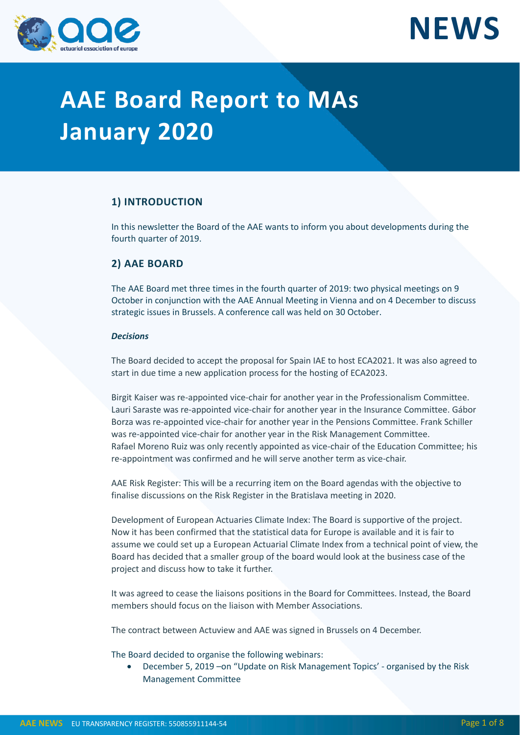# AAE Board Report to MAs January 2020

## 1) INTRODUCTION

In this newsletter the Board of the AAE wants to inform you about developments during the fourth quarter of 2019.

## 2) AAE BOARD

The AAE Board met three times in the fourth quarter of 2019: two physical meetings on 9 October in conjunction with the AAE Annual Meeting in Vienna and on 4 December to discuss strategic issues in Brussels. A conference call was held on 30 October.

***Decisions***

The Board decided to accept the proposal for Spain IAE to host ECA2021. It was also agreed to start in due time a new application process for the hosting of ECA2023.

Birgit Kaiser was re-appointed vice-chair for another year in the Professionalism Committee. Lauri Saraste was re-appointed vice-chair for another year in the Insurance Committee. Gábor Borza was re-appointed vice-chair for another year in the Pensions Committee. Frank Schiller was re-appointed vice-chair for another year in the Risk Management Committee. Rafael Moreno Ruiz was only recently appointed as vice-chair of the Education Committee; his re-appointment was confirmed and he will serve another term as vice-chair.

AAE Risk Register: This will be a recurring item on the Board agendas with the objective to finalise discussions on the Risk Register in the Bratislava meeting in 2020.

Development of European Actuaries Climate Index: The Board is supportive of the project. Now it has been confirmed that the statistical data for Europe is available and it is fair to assume we could set up a European Actuarial Climate Index from a technical point of view, the Board has decided that a smaller group of the board would look at the business case of the project and discuss how to take it further.

It was agreed to cease the liaisons positions in the Board for Committees. Instead, the Board members should focus on the liaison with Member Associations.

The contract between Actuview and AAE was signed in Brussels on 4 December.

The Board decided to organise the following webinars:

- December 5, 2019 –on "Update on Risk Management Topics' - organised by the Risk Management Committee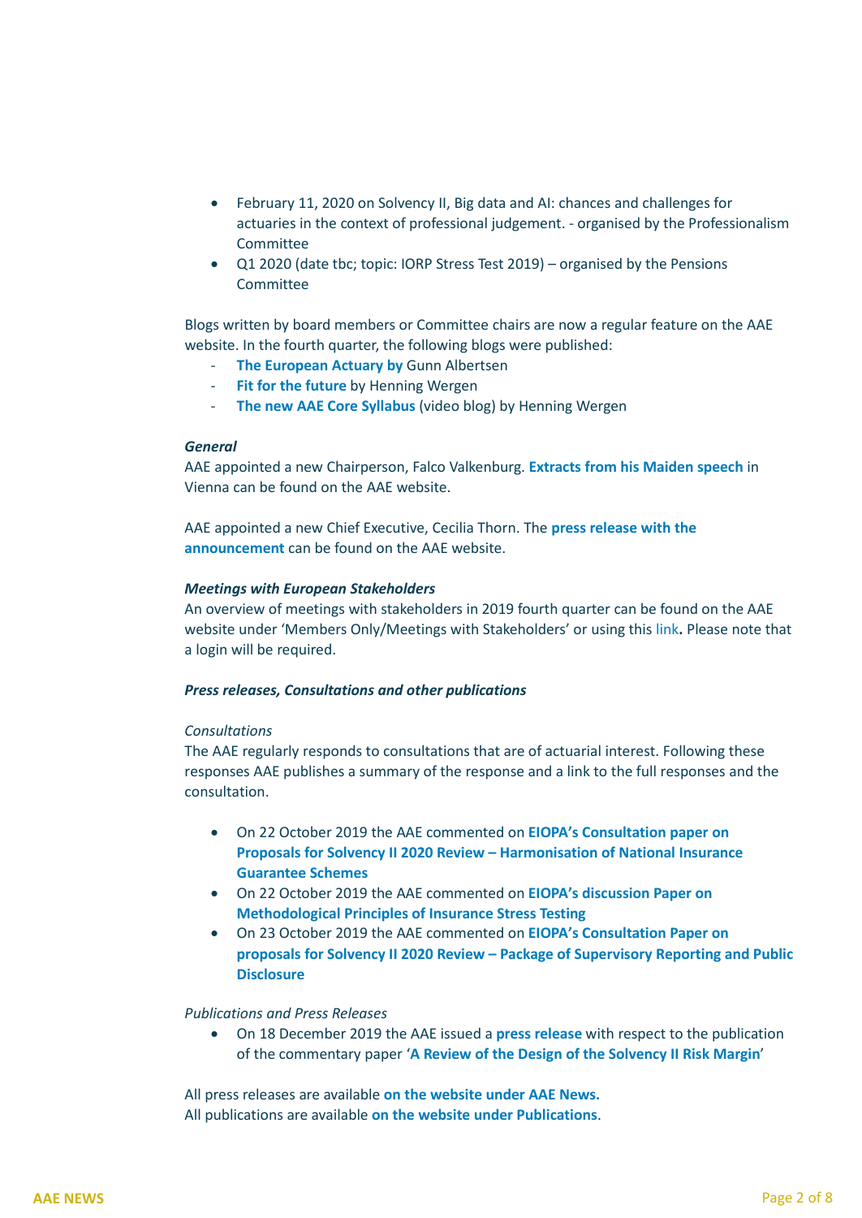- February 11, 2020 on Solvency II, Big data and AI: chances and challenges for actuaries in the context of professional judgement. - organised by the Professionalism Committee
- Q1 2020 (date tbc; topic: IORP Stress Test 2019) – organised by the Pensions Committee

Blogs written by board members or Committee chairs are now a regular feature on the AAE website. In the fourth quarter, the following blogs were published:

- **The European Actuary by** Gunn Albertsen
- **Fit for the future** by Henning Wergen
- **The new AAE Core Syllabus** (video blog) by Henning Wergen

***General***

AAE appointed a new Chairperson, Falco Valkenburg. **Extracts from his Maiden speech** in Vienna can be found on the AAE website.

AAE appointed a new Chief Executive, Cecilia Thorn. The **press release with the announcement** can be found on the AAE website.

***Meetings with European Stakeholders***

An overview of meetings with stakeholders in 2019 fourth quarter can be found on the AAE website under 'Members Only/Meetings with Stakeholders' or using this link**.** Please note that a login will be required.

***Press releases, Consultations and other publications***

*Consultations*

The AAE regularly responds to consultations that are of actuarial interest. Following these responses AAE publishes a summary of the response and a link to the full responses and the consultation.

- On 22 October 2019 the AAE commented on **EIOPA's Consultation paper on Proposals for Solvency II 2020 Review – Harmonisation of National Insurance Guarantee Schemes**
- On 22 October 2019 the AAE commented on **EIOPA's discussion Paper on Methodological Principles of Insurance Stress Testing**
- On 23 October 2019 the AAE commented on **EIOPA's Consultation Paper on proposals for Solvency II 2020 Review – Package of Supervisory Reporting and Public Disclosure**

*Publications and Press Releases*

- On 18 December 2019 the AAE issued a **press release** with respect to the publication of the commentary paper '**A Review of the Design of the Solvency II Risk Margin**'

All press releases are available **on the website under AAE News.**
All publications are available **on the website under Publications**.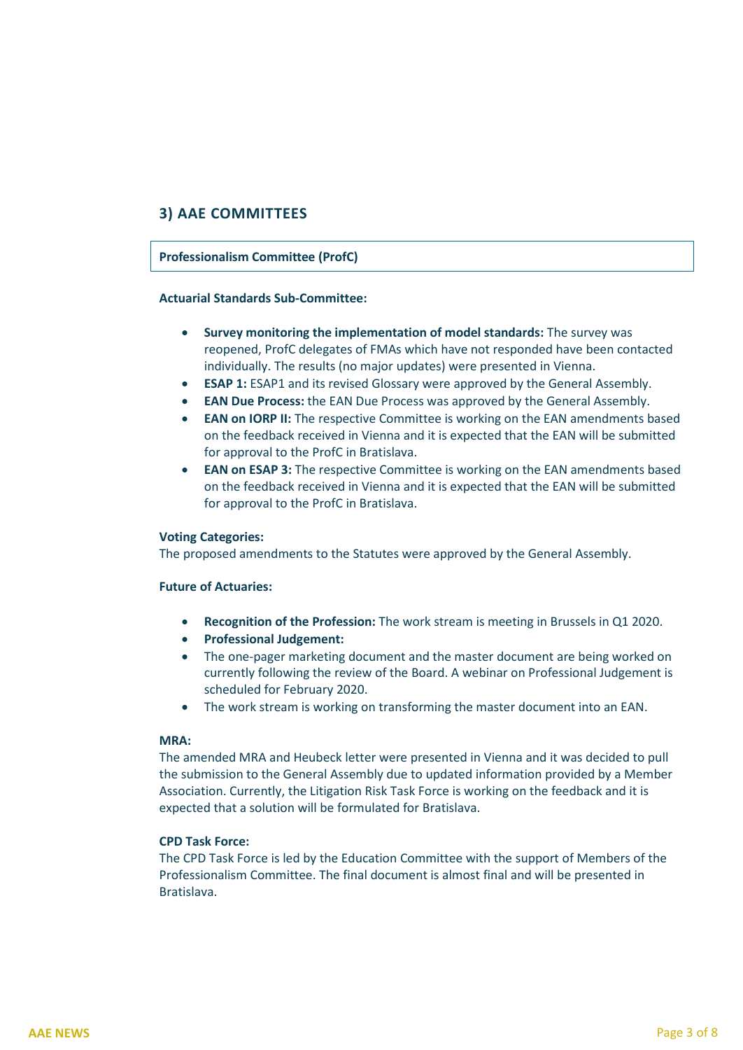## 3) AAE COMMITTEES

**Professionalism Committee (ProfC)**

**Actuarial Standards Sub-Committee:**

- **Survey monitoring the implementation of model standards:** The survey was reopened, ProfC delegates of FMAs which have not responded have been contacted individually. The results (no major updates) were presented in Vienna.
- **ESAP 1:** ESAP1 and its revised Glossary were approved by the General Assembly.
- **EAN Due Process:** the EAN Due Process was approved by the General Assembly.
- **EAN on IORP II:** The respective Committee is working on the EAN amendments based on the feedback received in Vienna and it is expected that the EAN will be submitted for approval to the ProfC in Bratislava.
- **EAN on ESAP 3:** The respective Committee is working on the EAN amendments based on the feedback received in Vienna and it is expected that the EAN will be submitted for approval to the ProfC in Bratislava.

**Voting Categories:**

The proposed amendments to the Statutes were approved by the General Assembly.

**Future of Actuaries:**

- **Recognition of the Profession:** The work stream is meeting in Brussels in Q1 2020.
- **Professional Judgement:**
- The one-pager marketing document and the master document are being worked on currently following the review of the Board. A webinar on Professional Judgement is scheduled for February 2020.
- The work stream is working on transforming the master document into an EAN.

**MRA:**

The amended MRA and Heubeck letter were presented in Vienna and it was decided to pull the submission to the General Assembly due to updated information provided by a Member Association. Currently, the Litigation Risk Task Force is working on the feedback and it is expected that a solution will be formulated for Bratislava.

**CPD Task Force:**

The CPD Task Force is led by the Education Committee with the support of Members of the Professionalism Committee. The final document is almost final and will be presented in Bratislava.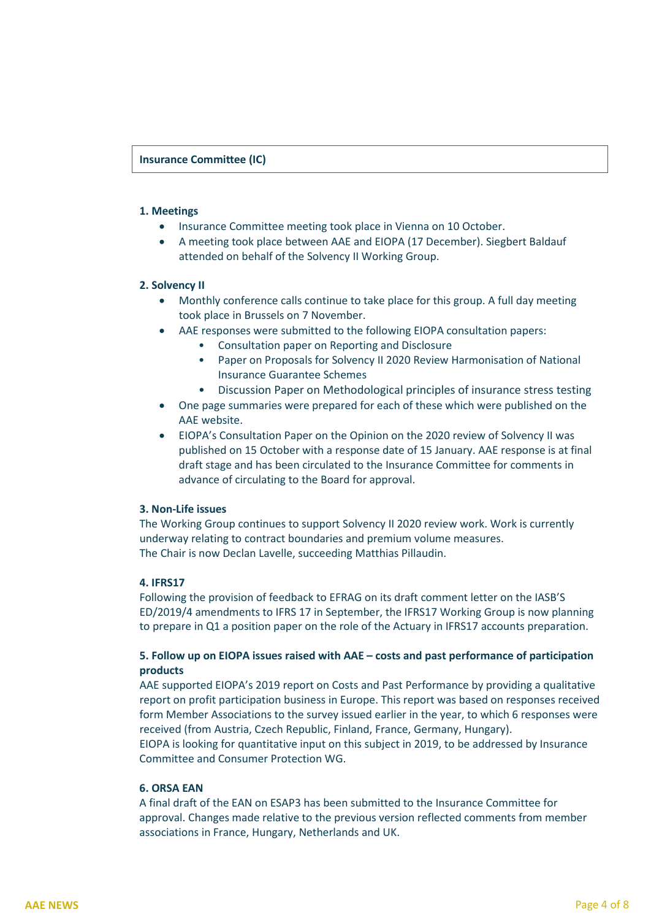## Insurance Committee (IC)

### 1. Meetings

- Insurance Committee meeting took place in Vienna on 10 October.
- A meeting took place between AAE and EIOPA (17 December). Siegbert Baldauf attended on behalf of the Solvency II Working Group.

### 2. Solvency II

- Monthly conference calls continue to take place for this group. A full day meeting took place in Brussels on 7 November.
- AAE responses were submitted to the following EIOPA consultation papers:
    - Consultation paper on Reporting and Disclosure
    - Paper on Proposals for Solvency II 2020 Review Harmonisation of National Insurance Guarantee Schemes
    - Discussion Paper on Methodological principles of insurance stress testing
- One page summaries were prepared for each of these which were published on the AAE website.
- EIOPA's Consultation Paper on the Opinion on the 2020 review of Solvency II was published on 15 October with a response date of 15 January. AAE response is at final draft stage and has been circulated to the Insurance Committee for comments in advance of circulating to the Board for approval.

### 3. Non-Life issues

The Working Group continues to support Solvency II 2020 review work. Work is currently underway relating to contract boundaries and premium volume measures.
The Chair is now Declan Lavelle, succeeding Matthias Pillaudin.

### 4. IFRS17

Following the provision of feedback to EFRAG on its draft comment letter on the IASB'S ED/2019/4 amendments to IFRS 17 in September, the IFRS17 Working Group is now planning to prepare in Q1 a position paper on the role of the Actuary in IFRS17 accounts preparation.

### 5. Follow up on EIOPA issues raised with AAE – costs and past performance of participation products

AAE supported EIOPA's 2019 report on Costs and Past Performance by providing a qualitative report on profit participation business in Europe. This report was based on responses received form Member Associations to the survey issued earlier in the year, to which 6 responses were received (from Austria, Czech Republic, Finland, France, Germany, Hungary).
EIOPA is looking for quantitative input on this subject in 2019, to be addressed by Insurance Committee and Consumer Protection WG.

### 6. ORSA EAN

A final draft of the EAN on ESAP3 has been submitted to the Insurance Committee for approval. Changes made relative to the previous version reflected comments from member associations in France, Hungary, Netherlands and UK.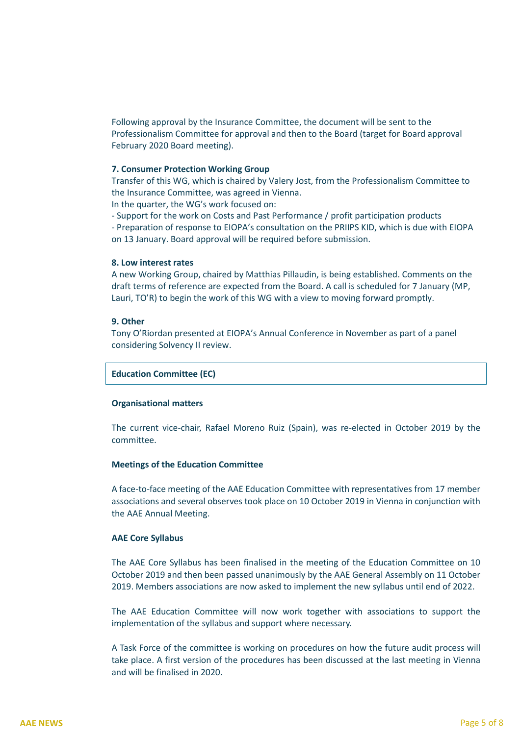Following approval by the Insurance Committee, the document will be sent to the Professionalism Committee for approval and then to the Board (target for Board approval February 2020 Board meeting).

**7. Consumer Protection Working Group**

Transfer of this WG, which is chaired by Valery Jost, from the Professionalism Committee to the Insurance Committee, was agreed in Vienna.

In the quarter, the WG's work focused on:

- Support for the work on Costs and Past Performance / profit participation products
- Preparation of response to EIOPA's consultation on the PRIIPS KID, which is due with EIOPA on 13 January. Board approval will be required before submission.

**8. Low interest rates**

A new Working Group, chaired by Matthias Pillaudin, is being established. Comments on the draft terms of reference are expected from the Board. A call is scheduled for 7 January (MP, Lauri, TO'R) to begin the work of this WG with a view to moving forward promptly.

**9. Other**

Tony O'Riordan presented at EIOPA's Annual Conference in November as part of a panel considering Solvency II review.

## Education Committee (EC)

### Organisational matters

The current vice-chair, Rafael Moreno Ruiz (Spain), was re-elected in October 2019 by the committee.

### Meetings of the Education Committee

A face-to-face meeting of the AAE Education Committee with representatives from 17 member associations and several observes took place on 10 October 2019 in Vienna in conjunction with the AAE Annual Meeting.

### AAE Core Syllabus

The AAE Core Syllabus has been finalised in the meeting of the Education Committee on 10 October 2019 and then been passed unanimously by the AAE General Assembly on 11 October 2019. Members associations are now asked to implement the new syllabus until end of 2022.

The AAE Education Committee will now work together with associations to support the implementation of the syllabus and support where necessary.

A Task Force of the committee is working on procedures on how the future audit process will take place. A first version of the procedures has been discussed at the last meeting in Vienna and will be finalised in 2020.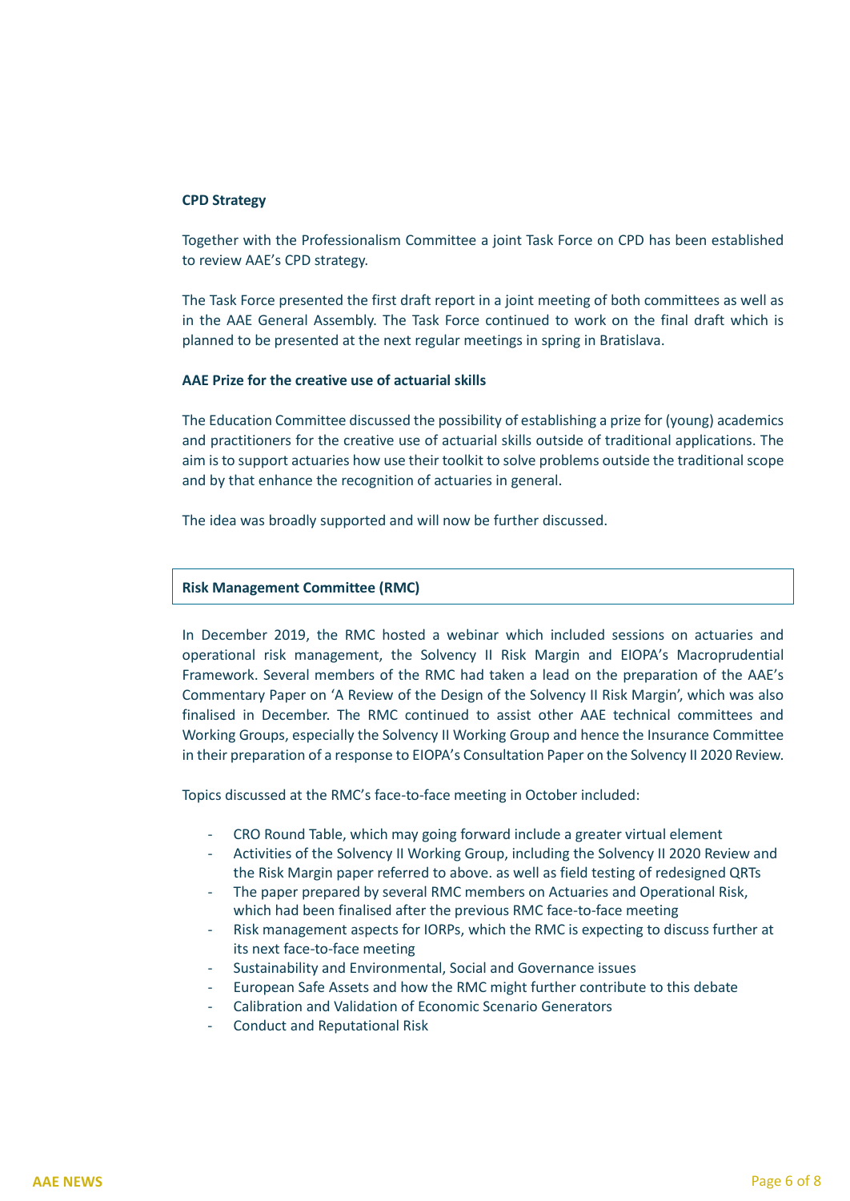**CPD Strategy**

Together with the Professionalism Committee a joint Task Force on CPD has been established to review AAE's CPD strategy.

The Task Force presented the first draft report in a joint meeting of both committees as well as in the AAE General Assembly. The Task Force continued to work on the final draft which is planned to be presented at the next regular meetings in spring in Bratislava.

**AAE Prize for the creative use of actuarial skills**

The Education Committee discussed the possibility of establishing a prize for (young) academics and practitioners for the creative use of actuarial skills outside of traditional applications. The aim is to support actuaries how use their toolkit to solve problems outside the traditional scope and by that enhance the recognition of actuaries in general.

The idea was broadly supported and will now be further discussed.

## Risk Management Committee (RMC)

In December 2019, the RMC hosted a webinar which included sessions on actuaries and operational risk management, the Solvency II Risk Margin and EIOPA's Macroprudential Framework. Several members of the RMC had taken a lead on the preparation of the AAE's Commentary Paper on 'A Review of the Design of the Solvency II Risk Margin', which was also finalised in December. The RMC continued to assist other AAE technical committees and Working Groups, especially the Solvency II Working Group and hence the Insurance Committee in their preparation of a response to EIOPA's Consultation Paper on the Solvency II 2020 Review.

Topics discussed at the RMC's face-to-face meeting in October included:

- CRO Round Table, which may going forward include a greater virtual element
- Activities of the Solvency II Working Group, including the Solvency II 2020 Review and the Risk Margin paper referred to above. as well as field testing of redesigned QRTs
- The paper prepared by several RMC members on Actuaries and Operational Risk, which had been finalised after the previous RMC face-to-face meeting
- Risk management aspects for IORPs, which the RMC is expecting to discuss further at its next face-to-face meeting
- Sustainability and Environmental, Social and Governance issues
- European Safe Assets and how the RMC might further contribute to this debate
- Calibration and Validation of Economic Scenario Generators
- Conduct and Reputational Risk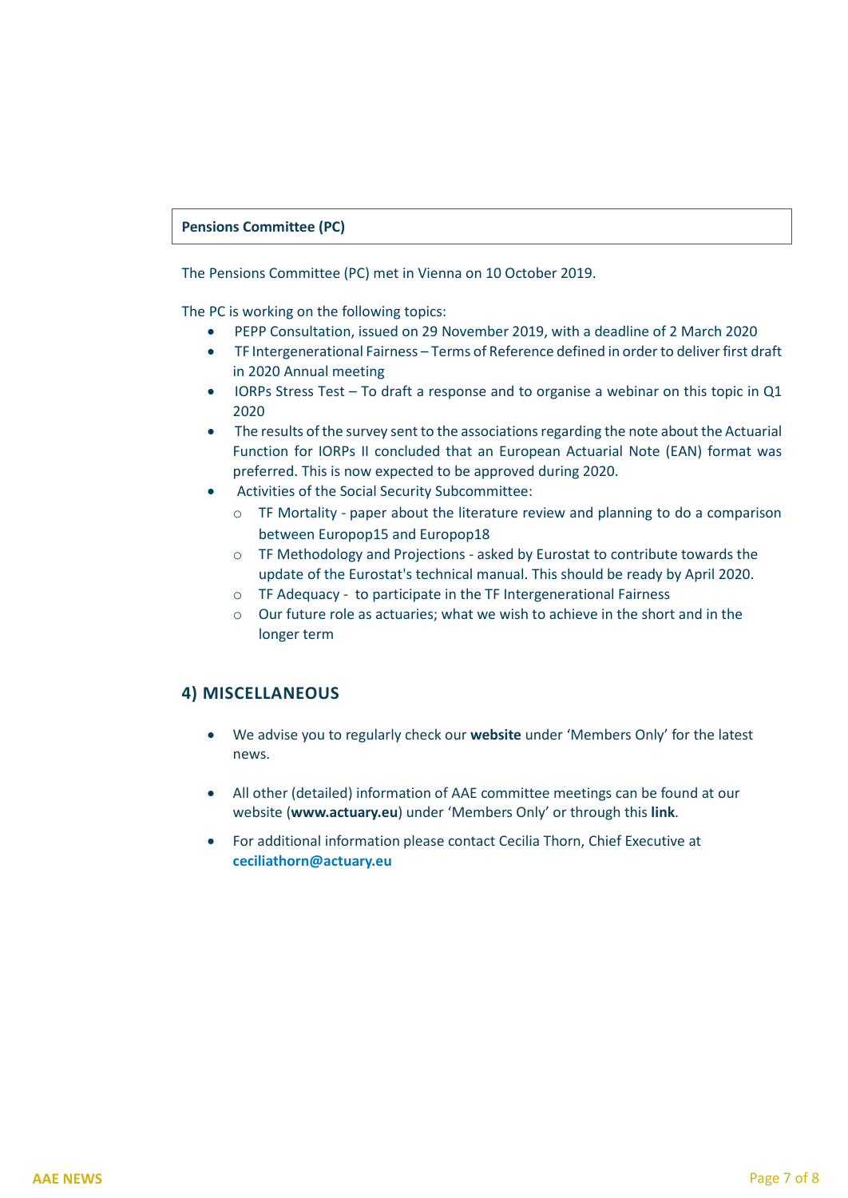**Pensions Committee (PC)**

The Pensions Committee (PC) met in Vienna on 10 October 2019.

The PC is working on the following topics:

- PEPP Consultation, issued on 29 November 2019, with a deadline of 2 March 2020
- TF Intergenerational Fairness – Terms of Reference defined in order to deliver first draft in 2020 Annual meeting
- IORPs Stress Test – To draft a response and to organise a webinar on this topic in Q1 2020
- The results of the survey sent to the associations regarding the note about the Actuarial Function for IORPs II concluded that an European Actuarial Note (EAN) format was preferred. This is now expected to be approved during 2020.
- Activities of the Social Security Subcommittee:
  - TF Mortality - paper about the literature review and planning to do a comparison between Europop15 and Europop18
  - TF Methodology and Projections - asked by Eurostat to contribute towards the update of the Eurostat's technical manual. This should be ready by April 2020.
  - TF Adequacy - to participate in the TF Intergenerational Fairness
  - Our future role as actuaries; what we wish to achieve in the short and in the longer term

## 4) MISCELLANEOUS

- We advise you to regularly check our **website** under 'Members Only' for the latest news.
- All other (detailed) information of AAE committee meetings can be found at our website (**www.actuary.eu**) under 'Members Only' or through this **link**.
- For additional information please contact Cecilia Thorn, Chief Executive at **ceciliathorn@actuary.eu**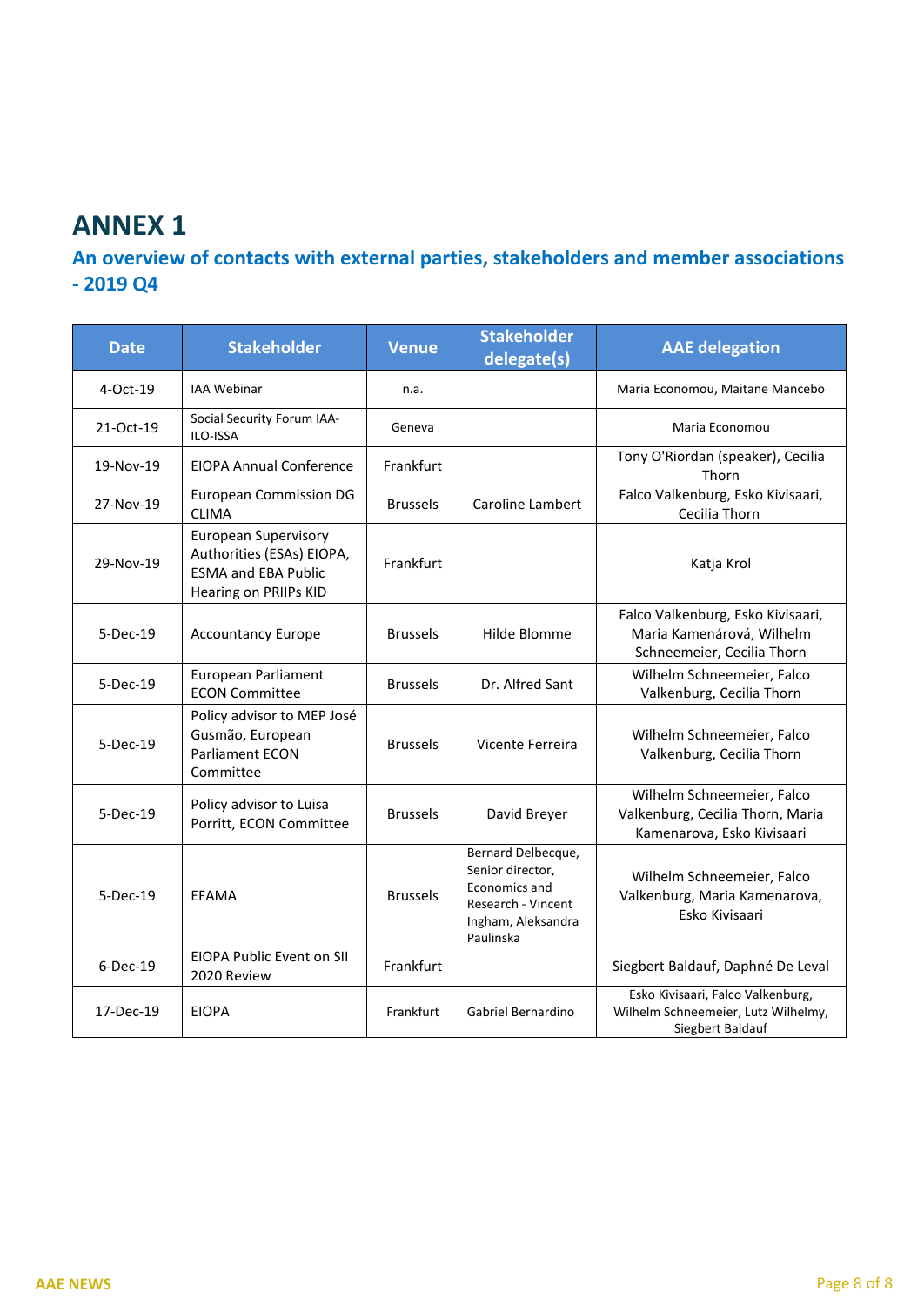# ANNEX 1

## An overview of contacts with external parties, stakeholders and member associations - 2019 Q4

| Date | Stakeholder | Venue | Stakeholder delegate(s) | AAE delegation |
|---|---|---|---|---|
| 4-Oct-19 | IAA Webinar | n.a. | | Maria Economou, Maitane Mancebo |
| 21-Oct-19 | Social Security Forum IAA-ILO-ISSA | Geneva | | Maria Economou |
| 19-Nov-19 | EIOPA Annual Conference | Frankfurt | | Tony O'Riordan (speaker), Cecilia Thorn |
| 27-Nov-19 | European Commission DG CLIMA | Brussels | Caroline Lambert | Falco Valkenburg, Esko Kivisaari, Cecilia Thorn |
| 29-Nov-19 | European Supervisory Authorities (ESAs) EIOPA, ESMA and EBA Public Hearing on PRIIPs KID | Frankfurt | | Katja Krol |
| 5-Dec-19 | Accountancy Europe | Brussels | Hilde Blomme | Falco Valkenburg, Esko Kivisaari, Maria Kamenárová, Wilhelm Schneemeier, Cecilia Thorn |
| 5-Dec-19 | European Parliament ECON Committee | Brussels | Dr. Alfred Sant | Wilhelm Schneemeier, Falco Valkenburg, Cecilia Thorn |
| 5-Dec-19 | Policy advisor to MEP José Gusmão, European Parliament ECON Committee | Brussels | Vicente Ferreira | Wilhelm Schneemeier, Falco Valkenburg, Cecilia Thorn |
| 5-Dec-19 | Policy advisor to Luisa Porritt, ECON Committee | Brussels | David Breyer | Wilhelm Schneemeier, Falco Valkenburg, Cecilia Thorn, Maria Kamenarova, Esko Kivisaari |
| 5-Dec-19 | EFAMA | Brussels | Bernard Delbecque, Senior director, Economics and Research - Vincent Ingham, Aleksandra Paulinska | Wilhelm Schneemeier, Falco Valkenburg, Maria Kamenarova, Esko Kivisaari |
| 6-Dec-19 | EIOPA Public Event on SII 2020 Review | Frankfurt | | Siegbert Baldauf, Daphné De Leval |
| 17-Dec-19 | EIOPA | Frankfurt | Gabriel Bernardino | Esko Kivisaari, Falco Valkenburg, Wilhelm Schneemeier, Lutz Wilhelmy, Siegbert Baldauf |